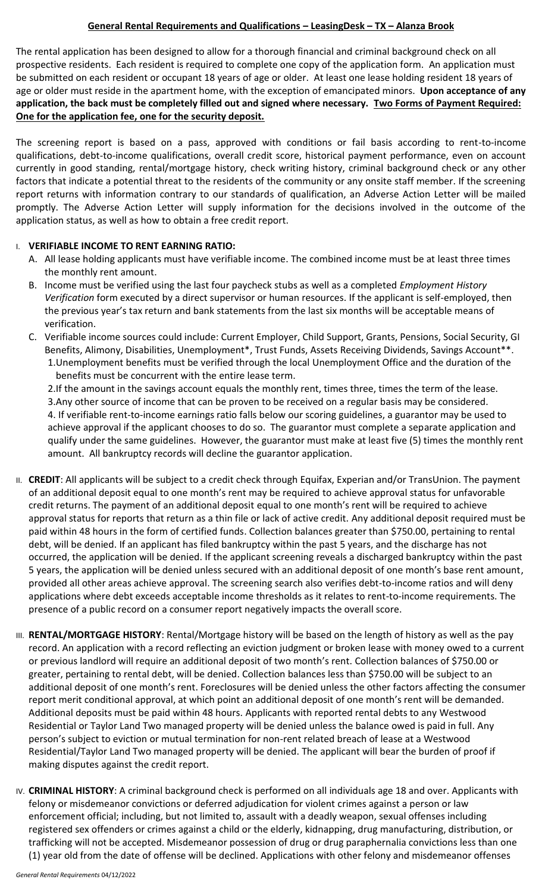## General Rental Requirements and Qualifications – LeasingDesk – TX – Alanza Brook

The rental application has been designed to allow for a thorough financial and criminal background check on all prospective residents. Each resident is required to complete one copy of the application form. An application must be submitted on each resident or occupant 18 years of age or older. At least one lease holding resident 18 years of age or older must reside in the apartment home, with the exception of emancipated minors. **Upon acceptance of any application, the back must be completely filled out and signed where necessary. Two Forms of Payment Required: One for the application fee, one for the security deposit.**

The screening report is based on a pass, approved with conditions or fail basis according to rent-to-income qualifications, debt-to-income qualifications, overall credit score, historical payment performance, even on account currently in good standing, rental/mortgage history, check writing history, criminal background check or any other factors that indicate a potential threat to the residents of the community or any onsite staff member. If the screening report returns with information contrary to our standards of qualification, an Adverse Action Letter will be mailed promptly. The Adverse Action Letter will supply information for the decisions involved in the outcome of the application status, as well as how to obtain a free credit report.

I. **VERIFIABLE INCOME TO RENT EARNING RATIO:**
   - A. All lease holding applicants must have verifiable income. The combined income must be at least three times the monthly rent amount.
   - B. Income must be verified using the last four paycheck stubs as well as a completed *Employment History Verification* form executed by a direct supervisor or human resources. If the applicant is self-employed, then the previous year's tax return and bank statements from the last six months will be acceptable means of verification.
   - C. Verifiable income sources could include: Current Employer, Child Support, Grants, Pensions, Social Security, GI Benefits, Alimony, Disabilities, Unemployment*, Trust Funds, Assets Receiving Dividends, Savings Account**.
     1. Unemployment benefits must be verified through the local Unemployment Office and the duration of the benefits must be concurrent with the entire lease term.
     2. If the amount in the savings account equals the monthly rent, times three, times the term of the lease.
     3. Any other source of income that can be proven to be received on a regular basis may be considered.
     4. If verifiable rent-to-income earnings ratio falls below our scoring guidelines, a guarantor may be used to achieve approval if the applicant chooses to do so. The guarantor must complete a separate application and qualify under the same guidelines. However, the guarantor must make at least five (5) times the monthly rent amount. All bankruptcy records will decline the guarantor application.

II. **CREDIT**: All applicants will be subject to a credit check through Equifax, Experian and/or TransUnion. The payment of an additional deposit equal to one month's rent may be required to achieve approval status for unfavorable credit returns. The payment of an additional deposit equal to one month's rent will be required to achieve approval status for reports that return as a thin file or lack of active credit. Any additional deposit required must be paid within 48 hours in the form of certified funds. Collection balances greater than $750.00, pertaining to rental debt, will be denied. If an applicant has filed bankruptcy within the past 5 years, and the discharge has not occurred, the application will be denied. If the applicant screening reveals a discharged bankruptcy within the past 5 years, the application will be denied unless secured with an additional deposit of one month's base rent amount, provided all other areas achieve approval. The screening search also verifies debt-to-income ratios and will deny applications where debt exceeds acceptable income thresholds as it relates to rent-to-income requirements. The presence of a public record on a consumer report negatively impacts the overall score.

III. **RENTAL/MORTGAGE HISTORY**: Rental/Mortgage history will be based on the length of history as well as the pay record. An application with a record reflecting an eviction judgment or broken lease with money owed to a current or previous landlord will require an additional deposit of two month's rent. Collection balances of $750.00 or greater, pertaining to rental debt, will be denied. Collection balances less than $750.00 will be subject to an additional deposit of one month's rent. Foreclosures will be denied unless the other factors affecting the consumer report merit conditional approval, at which point an additional deposit of one month's rent will be demanded. Additional deposits must be paid within 48 hours. Applicants with reported rental debts to any Westwood Residential or Taylor Land Two managed property will be denied unless the balance owed is paid in full. Any person's subject to eviction or mutual termination for non-rent related breach of lease at a Westwood Residential/Taylor Land Two managed property will be denied. The applicant will bear the burden of proof if making disputes against the credit report.

IV. **CRIMINAL HISTORY**: A criminal background check is performed on all individuals age 18 and over. Applicants with felony or misdemeanor convictions or deferred adjudication for violent crimes against a person or law enforcement official; including, but not limited to, assault with a deadly weapon, sexual offenses including registered sex offenders or crimes against a child or the elderly, kidnapping, drug manufacturing, distribution, or trafficking will not be accepted. Misdemeanor possession of drug or drug paraphernalia convictions less than one (1) year old from the date of offense will be declined. Applications with other felony and misdemeanor offenses

*General Rental Requirements* 04/12/2022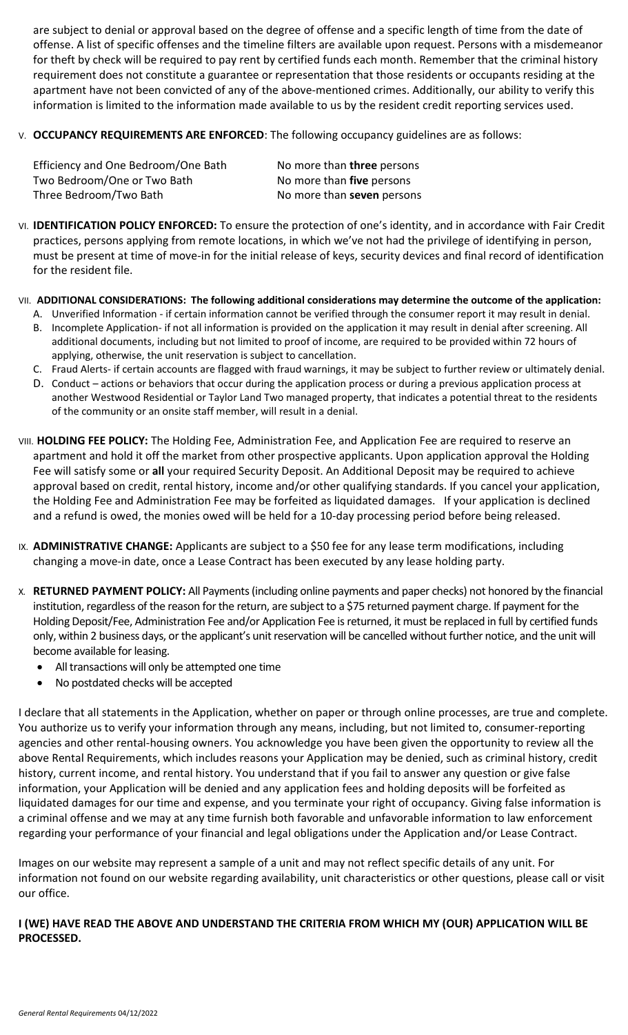are subject to denial or approval based on the degree of offense and a specific length of time from the date of offense. A list of specific offenses and the timeline filters are available upon request. Persons with a misdemeanor for theft by check will be required to pay rent by certified funds each month. Remember that the criminal history requirement does not constitute a guarantee or representation that those residents or occupants residing at the apartment have not been convicted of any of the above-mentioned crimes. Additionally, our ability to verify this information is limited to the information made available to us by the resident credit reporting services used.

V. **OCCUPANCY REQUIREMENTS ARE ENFORCED**: The following occupancy guidelines are as follows:

| | |
|---|---|
| Efficiency and One Bedroom/One Bath | No more than **three** persons |
| Two Bedroom/One or Two Bath | No more than **five** persons |
| Three Bedroom/Two Bath | No more than **seven** persons |

VI. **IDENTIFICATION POLICY ENFORCED:** To ensure the protection of one's identity, and in accordance with Fair Credit practices, persons applying from remote locations, in which we've not had the privilege of identifying in person, must be present at time of move-in for the initial release of keys, security devices and final record of identification for the resident file.

VII. **ADDITIONAL CONSIDERATIONS: The following additional considerations may determine the outcome of the application:**

A. Unverified Information - if certain information cannot be verified through the consumer report it may result in denial.
B. Incomplete Application- if not all information is provided on the application it may result in denial after screening. All additional documents, including but not limited to proof of income, are required to be provided within 72 hours of applying, otherwise, the unit reservation is subject to cancellation.
C. Fraud Alerts- if certain accounts are flagged with fraud warnings, it may be subject to further review or ultimately denial.
D. Conduct – actions or behaviors that occur during the application process or during a previous application process at another Westwood Residential or Taylor Land Two managed property, that indicates a potential threat to the residents of the community or an onsite staff member, will result in a denial.

VIII. **HOLDING FEE POLICY:** The Holding Fee, Administration Fee, and Application Fee are required to reserve an apartment and hold it off the market from other prospective applicants. Upon application approval the Holding Fee will satisfy some or **all** your required Security Deposit. An Additional Deposit may be required to achieve approval based on credit, rental history, income and/or other qualifying standards. If you cancel your application, the Holding Fee and Administration Fee may be forfeited as liquidated damages. If your application is declined and a refund is owed, the monies owed will be held for a 10-day processing period before being released.

IX. **ADMINISTRATIVE CHANGE:** Applicants are subject to a $50 fee for any lease term modifications, including changing a move-in date, once a Lease Contract has been executed by any lease holding party.

X. **RETURNED PAYMENT POLICY:** All Payments (including online payments and paper checks) not honored by the financial institution, regardless of the reason for the return, are subject to a $75 returned payment charge. If payment for the Holding Deposit/Fee, Administration Fee and/or Application Fee is returned, it must be replaced in full by certified funds only, within 2 business days, or the applicant's unit reservation will be cancelled without further notice, and the unit will become available for leasing.

- All transactions will only be attempted one time
- No postdated checks will be accepted

I declare that all statements in the Application, whether on paper or through online processes, are true and complete. You authorize us to verify your information through any means, including, but not limited to, consumer-reporting agencies and other rental-housing owners. You acknowledge you have been given the opportunity to review all the above Rental Requirements, which includes reasons your Application may be denied, such as criminal history, credit history, current income, and rental history. You understand that if you fail to answer any question or give false information, your Application will be denied and any application fees and holding deposits will be forfeited as liquidated damages for our time and expense, and you terminate your right of occupancy. Giving false information is a criminal offense and we may at any time furnish both favorable and unfavorable information to law enforcement regarding your performance of your financial and legal obligations under the Application and/or Lease Contract.

Images on our website may represent a sample of a unit and may not reflect specific details of any unit. For information not found on our website regarding availability, unit characteristics or other questions, please call or visit our office.

**I (WE) HAVE READ THE ABOVE AND UNDERSTAND THE CRITERIA FROM WHICH MY (OUR) APPLICATION WILL BE PROCESSED.**